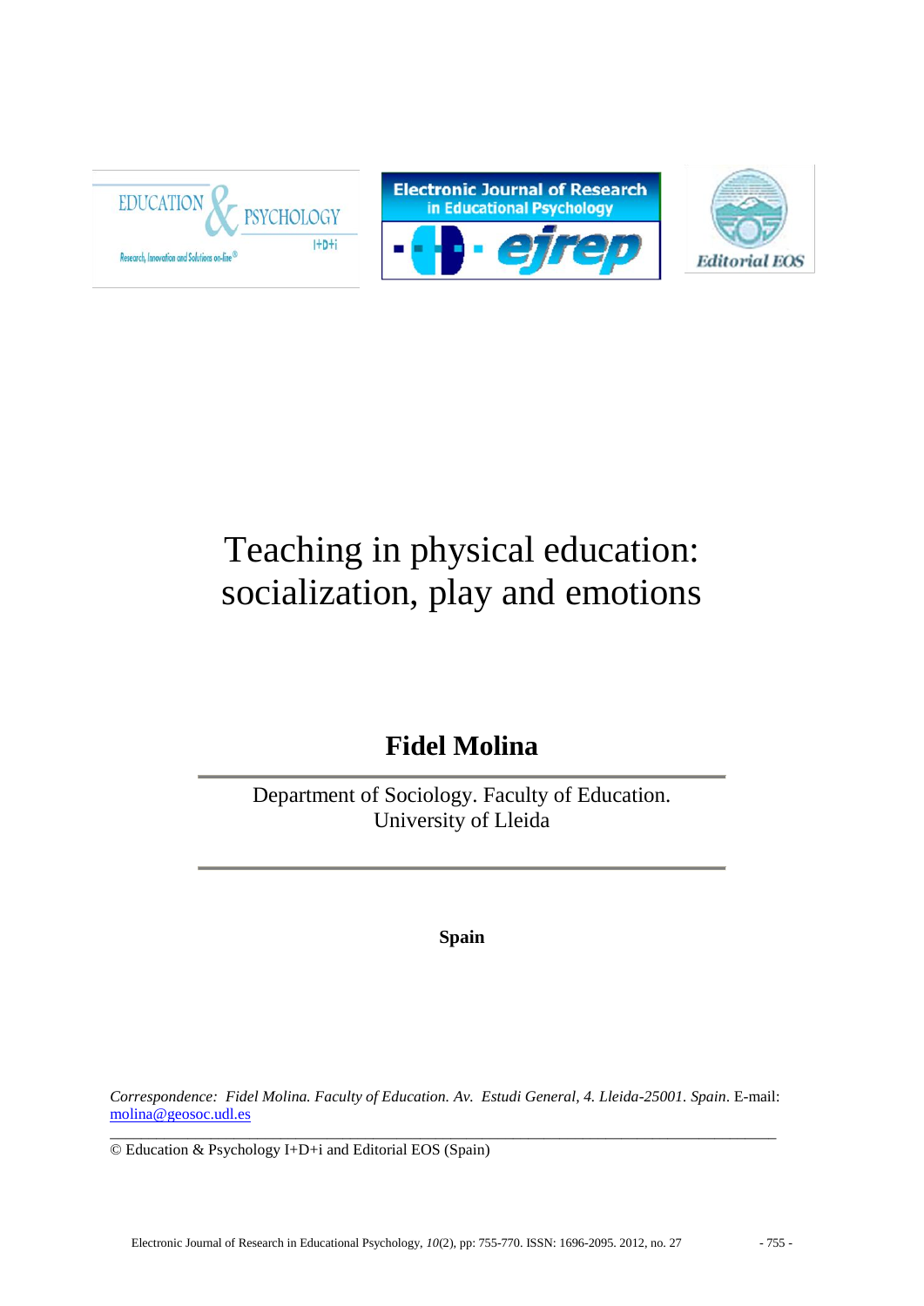# Teaching in physical education: socialization, play and emotions

**Fidel Molina**

Department of Sociology. Faculty of Education.
University of Lleida

**Spain**

*Correspondence: Fidel Molina. Faculty of Education. Av. Estudi General, 4. Lleida-25001. Spain*. E-mail: molina@geosoc.udl.es

© Education & Psychology I+D+i and Editorial EOS (Spain)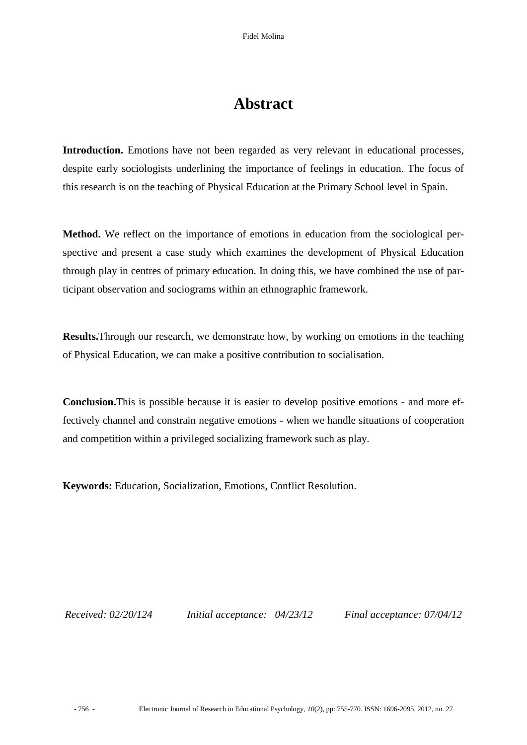# Abstract

**Introduction.** Emotions have not been regarded as very relevant in educational processes, despite early sociologists underlining the importance of feelings in education. The focus of this research is on the teaching of Physical Education at the Primary School level in Spain.

**Method.** We reflect on the importance of emotions in education from the sociological perspective and present a case study which examines the development of Physical Education through play in centres of primary education. In doing this, we have combined the use of participant observation and sociograms within an ethnographic framework.

**Results.**Through our research, we demonstrate how, by working on emotions in the teaching of Physical Education, we can make a positive contribution to socialisation.

**Conclusion.**This is possible because it is easier to develop positive emotions - and more effectively channel and constrain negative emotions - when we handle situations of cooperation and competition within a privileged socializing framework such as play.

**Keywords:** Education, Socialization, Emotions, Conflict Resolution.

*Received: 02/20/124* *Initial acceptance: 04/23/12* *Final acceptance: 07/04/12*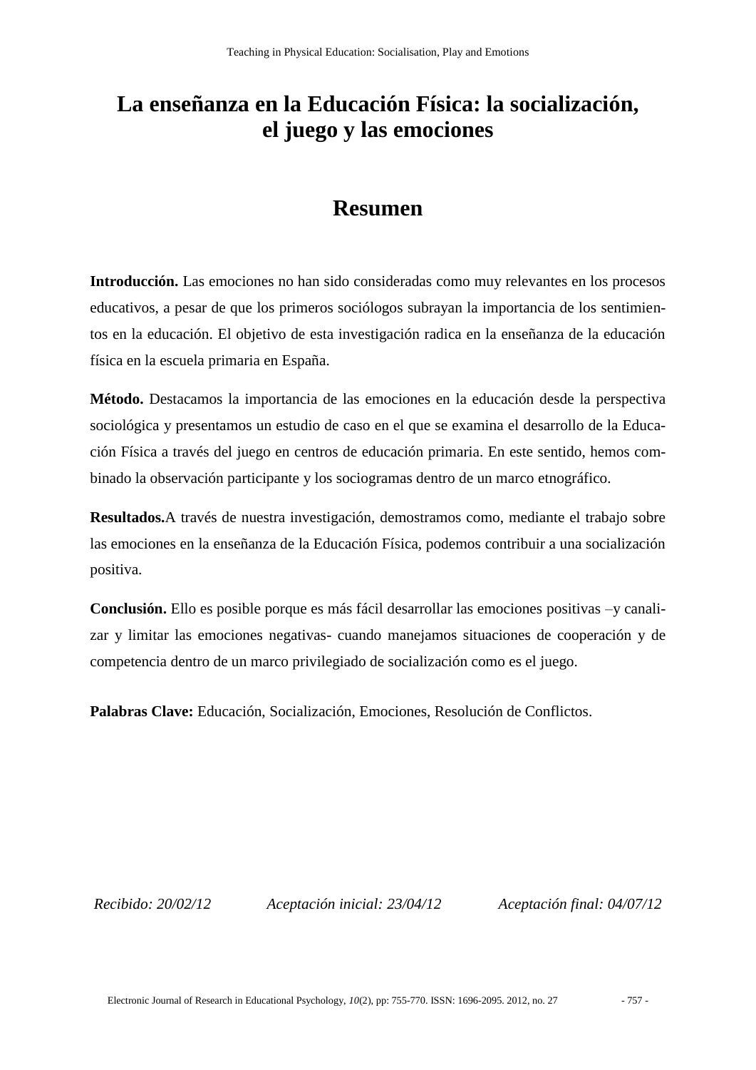# La enseñanza en la Educación Física: la socialización, el juego y las emociones

## Resumen

**Introducción.** Las emociones no han sido consideradas como muy relevantes en los procesos educativos, a pesar de que los primeros sociólogos subrayan la importancia de los sentimientos en la educación. El objetivo de esta investigación radica en la enseñanza de la educación física en la escuela primaria en España.

**Método.** Destacamos la importancia de las emociones en la educación desde la perspectiva sociológica y presentamos un estudio de caso en el que se examina el desarrollo de la Educación Física a través del juego en centros de educación primaria. En este sentido, hemos combinado la observación participante y los sociogramas dentro de un marco etnográfico.

**Resultados.**A través de nuestra investigación, demostramos como, mediante el trabajo sobre las emociones en la enseñanza de la Educación Física, podemos contribuir a una socialización positiva.

**Conclusión.** Ello es posible porque es más fácil desarrollar las emociones positivas –y canalizar y limitar las emociones negativas- cuando manejamos situaciones de cooperación y de competencia dentro de un marco privilegiado de socialización como es el juego.

**Palabras Clave:** Educación, Socialización, Emociones, Resolución de Conflictos.

*Recibido: 20/02/12* *Aceptación inicial: 23/04/12* *Aceptación final: 04/07/12*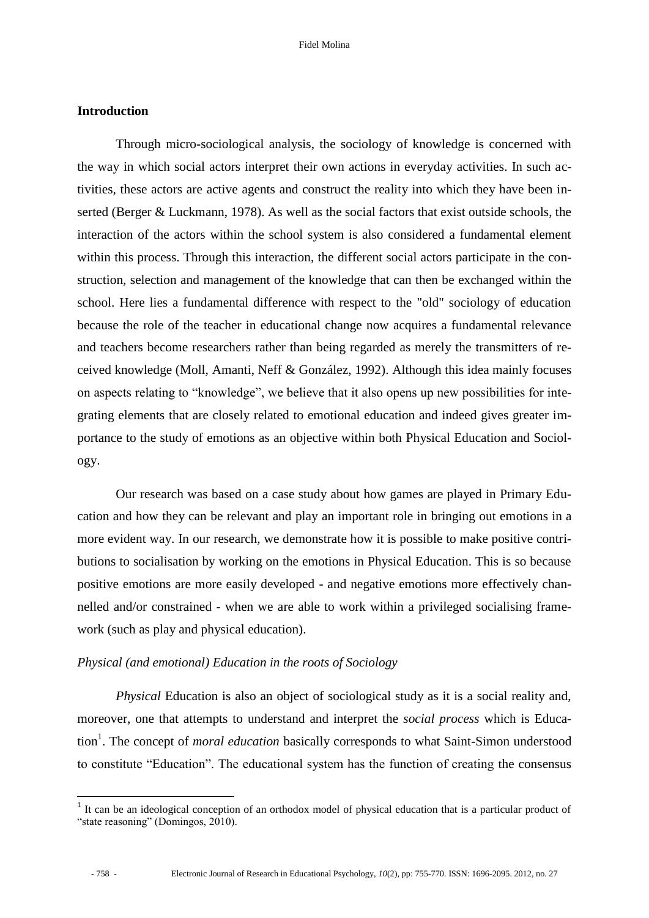## Introduction

Through micro-sociological analysis, the sociology of knowledge is concerned with the way in which social actors interpret their own actions in everyday activities. In such activities, these actors are active agents and construct the reality into which they have been inserted (Berger & Luckmann, 1978). As well as the social factors that exist outside schools, the interaction of the actors within the school system is also considered a fundamental element within this process. Through this interaction, the different social actors participate in the construction, selection and management of the knowledge that can then be exchanged within the school. Here lies a fundamental difference with respect to the "old" sociology of education because the role of the teacher in educational change now acquires a fundamental relevance and teachers become researchers rather than being regarded as merely the transmitters of received knowledge (Moll, Amanti, Neff & González, 1992). Although this idea mainly focuses on aspects relating to "knowledge", we believe that it also opens up new possibilities for integrating elements that are closely related to emotional education and indeed gives greater importance to the study of emotions as an objective within both Physical Education and Sociology.

Our research was based on a case study about how games are played in Primary Education and how they can be relevant and play an important role in bringing out emotions in a more evident way. In our research, we demonstrate how it is possible to make positive contributions to socialisation by working on the emotions in Physical Education. This is so because positive emotions are more easily developed - and negative emotions more effectively channelled and/or constrained - when we are able to work within a privileged socialising framework (such as play and physical education).

### *Physical (and emotional) Education in the roots of Sociology*

*Physical* Education is also an object of sociological study as it is a social reality and, moreover, one that attempts to understand and interpret the *social process* which is Education[1]. The concept of *moral education* basically corresponds to what Saint-Simon understood to constitute "Education". The educational system has the function of creating the consensus

---

[1] It can be an ideological conception of an orthodox model of physical education that is a particular product of "state reasoning" (Domingos, 2010).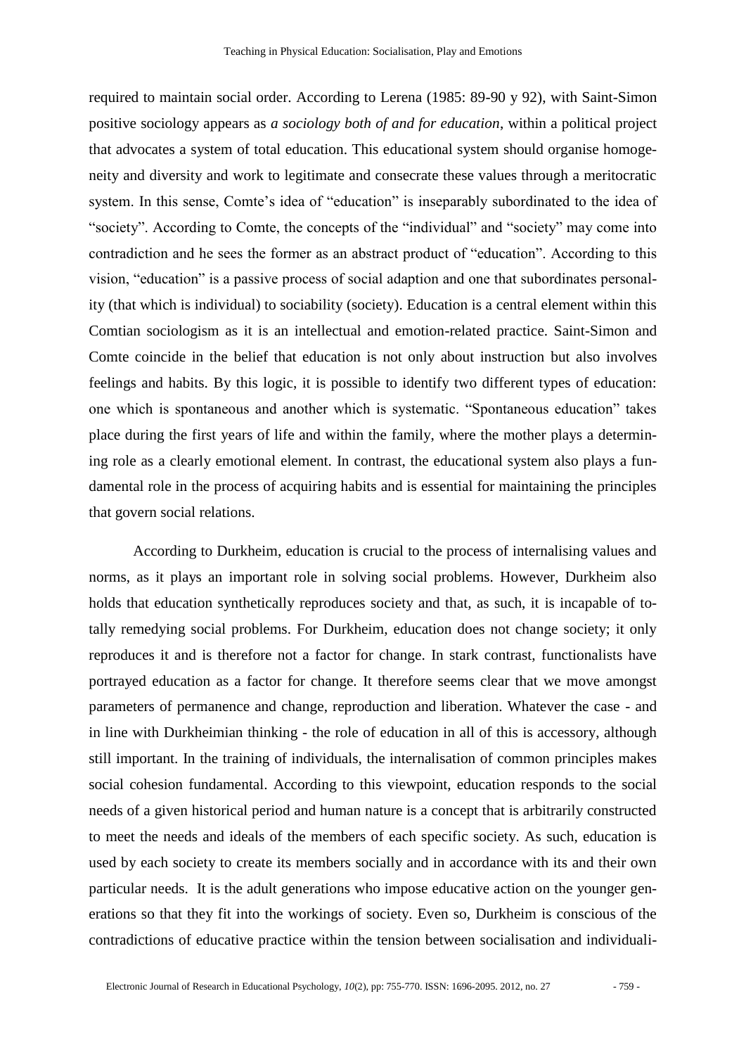required to maintain social order. According to Lerena (1985: 89-90 y 92), with Saint-Simon positive sociology appears as *a sociology both of and for education*, within a political project that advocates a system of total education. This educational system should organise homogeneity and diversity and work to legitimate and consecrate these values through a meritocratic system. In this sense, Comte's idea of "education" is inseparably subordinated to the idea of "society". According to Comte, the concepts of the "individual" and "society" may come into contradiction and he sees the former as an abstract product of "education". According to this vision, "education" is a passive process of social adaption and one that subordinates personality (that which is individual) to sociability (society). Education is a central element within this Comtian sociologism as it is an intellectual and emotion-related practice. Saint-Simon and Comte coincide in the belief that education is not only about instruction but also involves feelings and habits. By this logic, it is possible to identify two different types of education: one which is spontaneous and another which is systematic. "Spontaneous education" takes place during the first years of life and within the family, where the mother plays a determining role as a clearly emotional element. In contrast, the educational system also plays a fundamental role in the process of acquiring habits and is essential for maintaining the principles that govern social relations.

According to Durkheim, education is crucial to the process of internalising values and norms, as it plays an important role in solving social problems. However, Durkheim also holds that education synthetically reproduces society and that, as such, it is incapable of totally remedying social problems. For Durkheim, education does not change society; it only reproduces it and is therefore not a factor for change. In stark contrast, functionalists have portrayed education as a factor for change. It therefore seems clear that we move amongst parameters of permanence and change, reproduction and liberation. Whatever the case - and in line with Durkheimian thinking - the role of education in all of this is accessory, although still important. In the training of individuals, the internalisation of common principles makes social cohesion fundamental. According to this viewpoint, education responds to the social needs of a given historical period and human nature is a concept that is arbitrarily constructed to meet the needs and ideals of the members of each specific society. As such, education is used by each society to create its members socially and in accordance with its and their own particular needs. It is the adult generations who impose educative action on the younger generations so that they fit into the workings of society. Even so, Durkheim is conscious of the contradictions of educative practice within the tension between socialisation and individuali-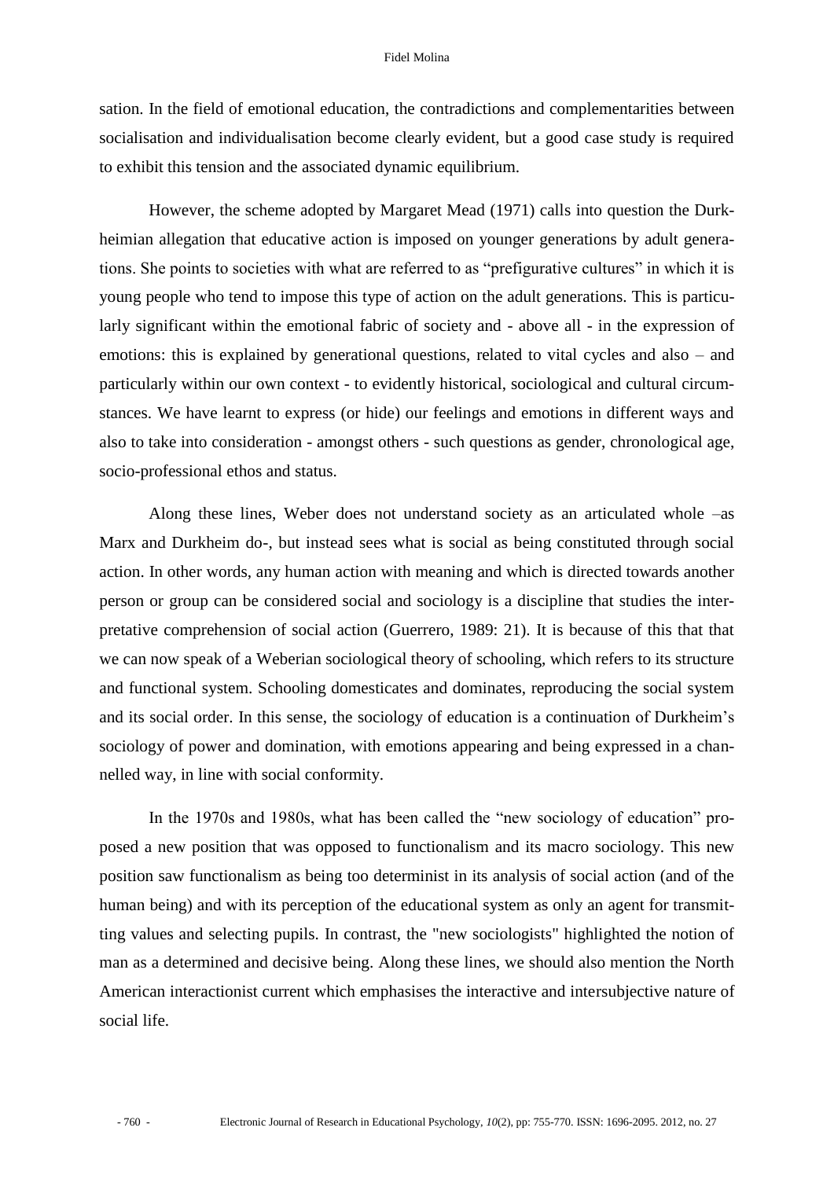sation. In the field of emotional education, the contradictions and complementarities between socialisation and individualisation become clearly evident, but a good case study is required to exhibit this tension and the associated dynamic equilibrium.

However, the scheme adopted by Margaret Mead (1971) calls into question the Durkheimian allegation that educative action is imposed on younger generations by adult generations. She points to societies with what are referred to as "prefigurative cultures" in which it is young people who tend to impose this type of action on the adult generations. This is particularly significant within the emotional fabric of society and - above all - in the expression of emotions: this is explained by generational questions, related to vital cycles and also – and particularly within our own context - to evidently historical, sociological and cultural circumstances. We have learnt to express (or hide) our feelings and emotions in different ways and also to take into consideration - amongst others - such questions as gender, chronological age, socio-professional ethos and status.

Along these lines, Weber does not understand society as an articulated whole –as Marx and Durkheim do-, but instead sees what is social as being constituted through social action. In other words, any human action with meaning and which is directed towards another person or group can be considered social and sociology is a discipline that studies the interpretative comprehension of social action (Guerrero, 1989: 21). It is because of this that that we can now speak of a Weberian sociological theory of schooling, which refers to its structure and functional system. Schooling domesticates and dominates, reproducing the social system and its social order. In this sense, the sociology of education is a continuation of Durkheim's sociology of power and domination, with emotions appearing and being expressed in a channelled way, in line with social conformity.

In the 1970s and 1980s, what has been called the "new sociology of education" proposed a new position that was opposed to functionalism and its macro sociology. This new position saw functionalism as being too determinist in its analysis of social action (and of the human being) and with its perception of the educational system as only an agent for transmitting values and selecting pupils. In contrast, the "new sociologists" highlighted the notion of man as a determined and decisive being. Along these lines, we should also mention the North American interactionist current which emphasises the interactive and intersubjective nature of social life.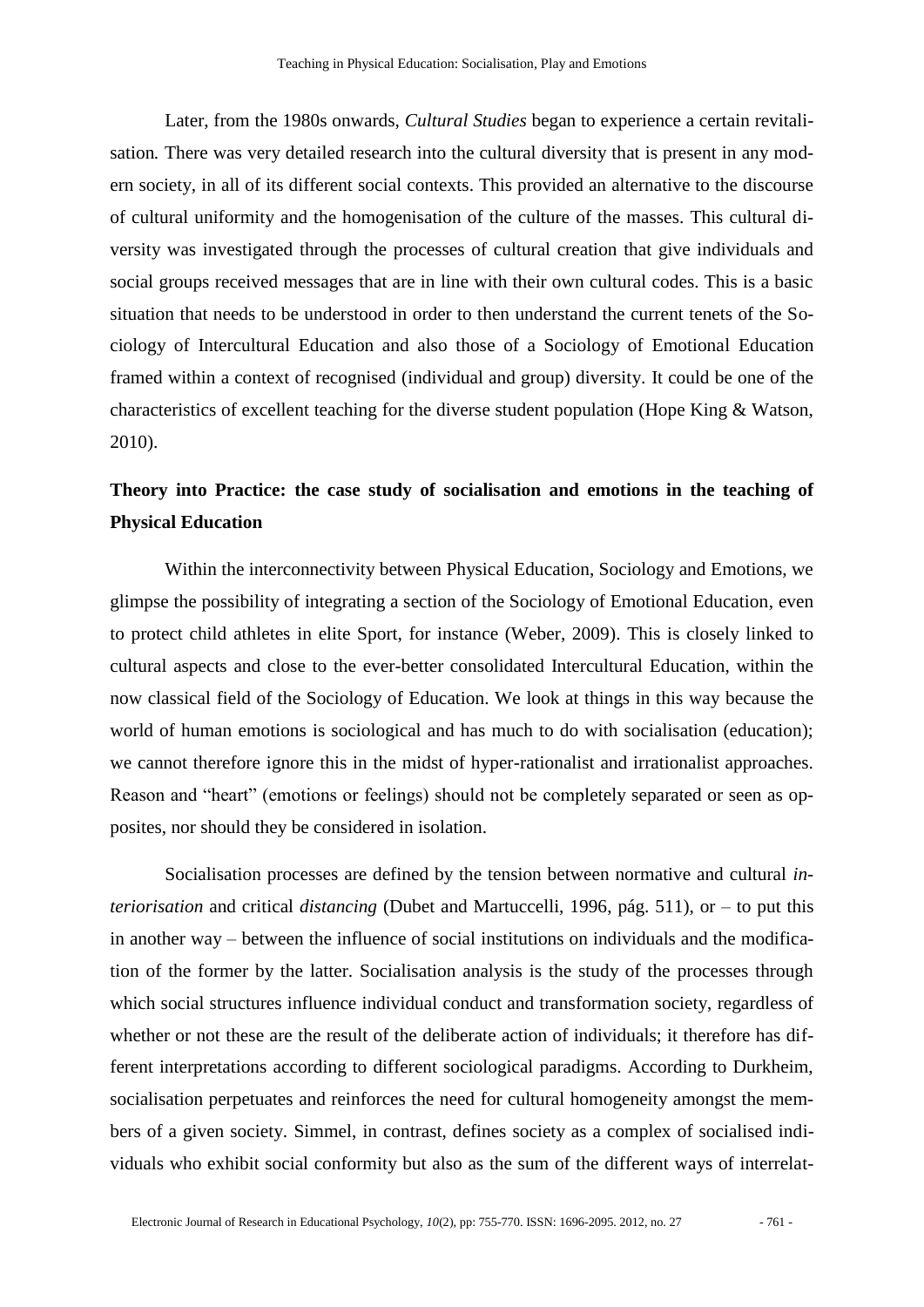Later, from the 1980s onwards, *Cultural Studies* began to experience a certain revitalisation*.* There was very detailed research into the cultural diversity that is present in any modern society, in all of its different social contexts. This provided an alternative to the discourse of cultural uniformity and the homogenisation of the culture of the masses. This cultural diversity was investigated through the processes of cultural creation that give individuals and social groups received messages that are in line with their own cultural codes. This is a basic situation that needs to be understood in order to then understand the current tenets of the Sociology of Intercultural Education and also those of a Sociology of Emotional Education framed within a context of recognised (individual and group) diversity. It could be one of the characteristics of excellent teaching for the diverse student population (Hope King & Watson, 2010).

## Theory into Practice: the case study of socialisation and emotions in the teaching of Physical Education

Within the interconnectivity between Physical Education, Sociology and Emotions, we glimpse the possibility of integrating a section of the Sociology of Emotional Education, even to protect child athletes in elite Sport, for instance (Weber, 2009). This is closely linked to cultural aspects and close to the ever-better consolidated Intercultural Education, within the now classical field of the Sociology of Education. We look at things in this way because the world of human emotions is sociological and has much to do with socialisation (education); we cannot therefore ignore this in the midst of hyper-rationalist and irrationalist approaches. Reason and "heart" (emotions or feelings) should not be completely separated or seen as opposites, nor should they be considered in isolation.

Socialisation processes are defined by the tension between normative and cultural *interiorisation* and critical *distancing* (Dubet and Martuccelli, 1996, pág. 511), or – to put this in another way – between the influence of social institutions on individuals and the modification of the former by the latter. Socialisation analysis is the study of the processes through which social structures influence individual conduct and transformation society, regardless of whether or not these are the result of the deliberate action of individuals; it therefore has different interpretations according to different sociological paradigms. According to Durkheim, socialisation perpetuates and reinforces the need for cultural homogeneity amongst the members of a given society. Simmel, in contrast, defines society as a complex of socialised individuals who exhibit social conformity but also as the sum of the different ways of interrelat-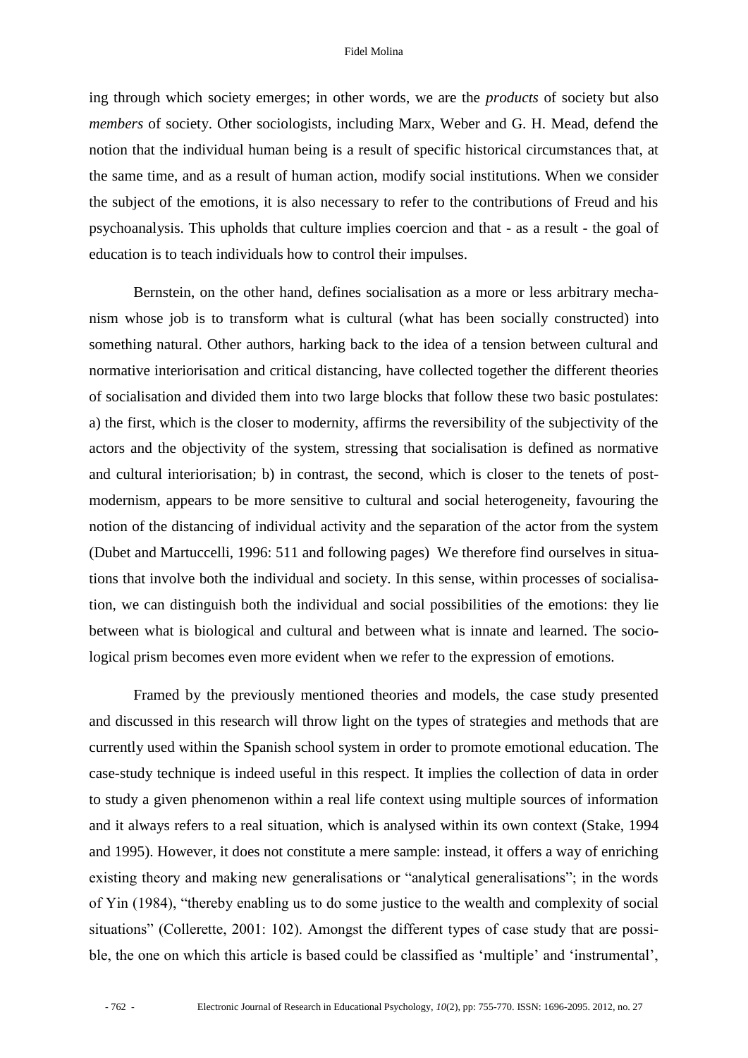ing through which society emerges; in other words, we are the *products* of society but also *members* of society. Other sociologists, including Marx, Weber and G. H. Mead, defend the notion that the individual human being is a result of specific historical circumstances that, at the same time, and as a result of human action, modify social institutions. When we consider the subject of the emotions, it is also necessary to refer to the contributions of Freud and his psychoanalysis. This upholds that culture implies coercion and that - as a result - the goal of education is to teach individuals how to control their impulses.

Bernstein, on the other hand, defines socialisation as a more or less arbitrary mechanism whose job is to transform what is cultural (what has been socially constructed) into something natural. Other authors, harking back to the idea of a tension between cultural and normative interiorisation and critical distancing, have collected together the different theories of socialisation and divided them into two large blocks that follow these two basic postulates: a) the first, which is the closer to modernity, affirms the reversibility of the subjectivity of the actors and the objectivity of the system, stressing that socialisation is defined as normative and cultural interiorisation; b) in contrast, the second, which is closer to the tenets of post-modernism, appears to be more sensitive to cultural and social heterogeneity, favouring the notion of the distancing of individual activity and the separation of the actor from the system (Dubet and Martuccelli, 1996: 511 and following pages) We therefore find ourselves in situations that involve both the individual and society. In this sense, within processes of socialisation, we can distinguish both the individual and social possibilities of the emotions: they lie between what is biological and cultural and between what is innate and learned. The sociological prism becomes even more evident when we refer to the expression of emotions.

Framed by the previously mentioned theories and models, the case study presented and discussed in this research will throw light on the types of strategies and methods that are currently used within the Spanish school system in order to promote emotional education. The case-study technique is indeed useful in this respect. It implies the collection of data in order to study a given phenomenon within a real life context using multiple sources of information and it always refers to a real situation, which is analysed within its own context (Stake, 1994 and 1995). However, it does not constitute a mere sample: instead, it offers a way of enriching existing theory and making new generalisations or "analytical generalisations"; in the words of Yin (1984), "thereby enabling us to do some justice to the wealth and complexity of social situations" (Collerette, 2001: 102). Amongst the different types of case study that are possible, the one on which this article is based could be classified as 'multiple' and 'instrumental',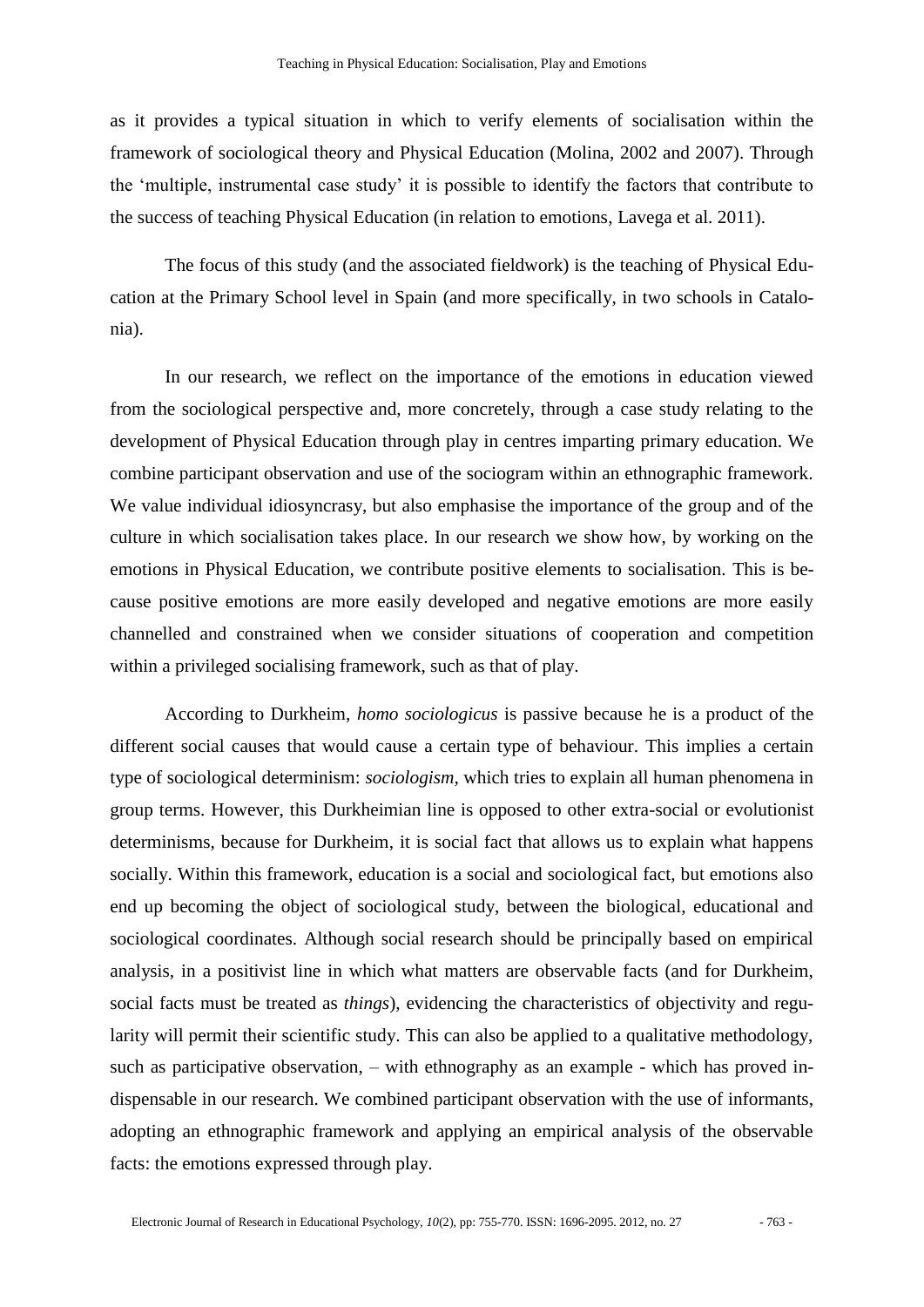as it provides a typical situation in which to verify elements of socialisation within the framework of sociological theory and Physical Education (Molina, 2002 and 2007). Through the 'multiple, instrumental case study' it is possible to identify the factors that contribute to the success of teaching Physical Education (in relation to emotions, Lavega et al. 2011).

The focus of this study (and the associated fieldwork) is the teaching of Physical Education at the Primary School level in Spain (and more specifically, in two schools in Catalonia).

In our research, we reflect on the importance of the emotions in education viewed from the sociological perspective and, more concretely, through a case study relating to the development of Physical Education through play in centres imparting primary education. We combine participant observation and use of the sociogram within an ethnographic framework. We value individual idiosyncrasy, but also emphasise the importance of the group and of the culture in which socialisation takes place. In our research we show how, by working on the emotions in Physical Education, we contribute positive elements to socialisation. This is because positive emotions are more easily developed and negative emotions are more easily channelled and constrained when we consider situations of cooperation and competition within a privileged socialising framework, such as that of play.

According to Durkheim, *homo sociologicus* is passive because he is a product of the different social causes that would cause a certain type of behaviour. This implies a certain type of sociological determinism: *sociologism*, which tries to explain all human phenomena in group terms. However, this Durkheimian line is opposed to other extra-social or evolutionist determinisms, because for Durkheim, it is social fact that allows us to explain what happens socially. Within this framework, education is a social and sociological fact, but emotions also end up becoming the object of sociological study, between the biological, educational and sociological coordinates. Although social research should be principally based on empirical analysis, in a positivist line in which what matters are observable facts (and for Durkheim, social facts must be treated as *things*), evidencing the characteristics of objectivity and regularity will permit their scientific study. This can also be applied to a qualitative methodology, such as participative observation, – with ethnography as an example - which has proved indispensable in our research. We combined participant observation with the use of informants, adopting an ethnographic framework and applying an empirical analysis of the observable facts: the emotions expressed through play.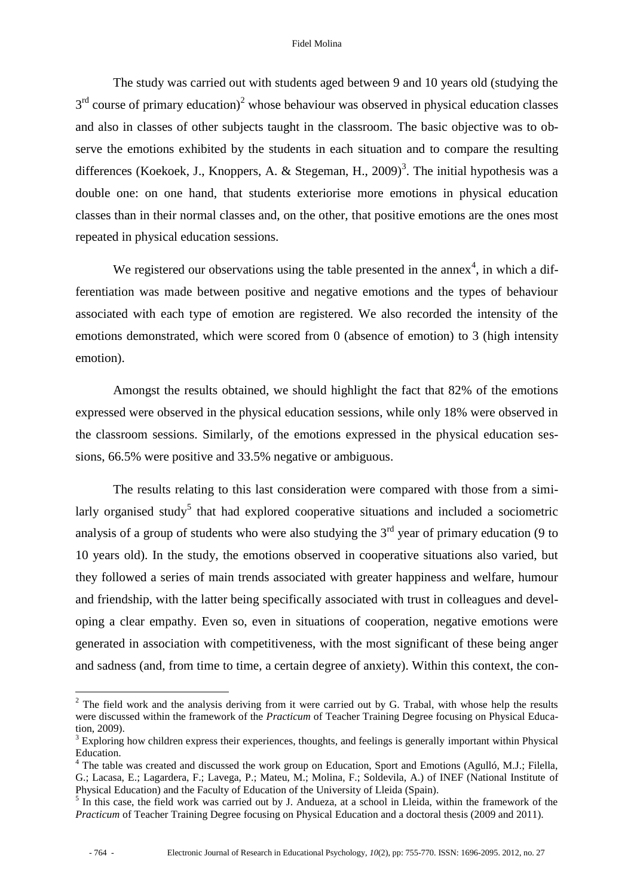The study was carried out with students aged between 9 and 10 years old (studying the 3rd course of primary education)[2] whose behaviour was observed in physical education classes and also in classes of other subjects taught in the classroom. The basic objective was to observe the emotions exhibited by the students in each situation and to compare the resulting differences (Koekoek, J., Knoppers, A. & Stegeman, H., 2009)[3]. The initial hypothesis was a double one: on one hand, that students exteriorise more emotions in physical education classes than in their normal classes and, on the other, that positive emotions are the ones most repeated in physical education sessions.

We registered our observations using the table presented in the annex[4], in which a differentiation was made between positive and negative emotions and the types of behaviour associated with each type of emotion are registered. We also recorded the intensity of the emotions demonstrated, which were scored from 0 (absence of emotion) to 3 (high intensity emotion).

Amongst the results obtained, we should highlight the fact that 82% of the emotions expressed were observed in the physical education sessions, while only 18% were observed in the classroom sessions. Similarly, of the emotions expressed in the physical education sessions, 66.5% were positive and 33.5% negative or ambiguous.

The results relating to this last consideration were compared with those from a similarly organised study[5] that had explored cooperative situations and included a sociometric analysis of a group of students who were also studying the 3rd year of primary education (9 to 10 years old). In the study, the emotions observed in cooperative situations also varied, but they followed a series of main trends associated with greater happiness and welfare, humour and friendship, with the latter being specifically associated with trust in colleagues and developing a clear empathy. Even so, even in situations of cooperation, negative emotions were generated in association with competitiveness, with the most significant of these being anger and sadness (and, from time to time, a certain degree of anxiety). Within this context, the con-

---

[2] The field work and the analysis deriving from it were carried out by G. Trabal, with whose help the results were discussed within the framework of the *Practicum* of Teacher Training Degree focusing on Physical Education, 2009).

[3] Exploring how children express their experiences, thoughts, and feelings is generally important within Physical Education.

[4] The table was created and discussed the work group on Education, Sport and Emotions (Agulló, M.J.; Filella, G.; Lacasa, E.; Lagardera, F.; Lavega, P.; Mateu, M.; Molina, F.; Soldevila, A.) of INEF (National Institute of Physical Education) and the Faculty of Education of the University of Lleida (Spain).

[5] In this case, the field work was carried out by J. Andueza, at a school in Lleida, within the framework of the *Practicum* of Teacher Training Degree focusing on Physical Education and a doctoral thesis (2009 and 2011).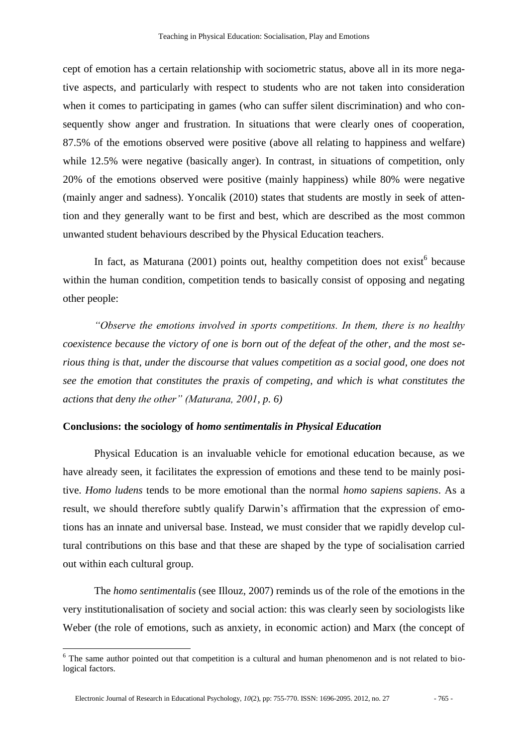cept of emotion has a certain relationship with sociometric status, above all in its more negative aspects, and particularly with respect to students who are not taken into consideration when it comes to participating in games (who can suffer silent discrimination) and who consequently show anger and frustration. In situations that were clearly ones of cooperation, 87.5% of the emotions observed were positive (above all relating to happiness and welfare) while 12.5% were negative (basically anger). In contrast, in situations of competition, only 20% of the emotions observed were positive (mainly happiness) while 80% were negative (mainly anger and sadness). Yoncalik (2010) states that students are mostly in seek of attention and they generally want to be first and best, which are described as the most common unwanted student behaviours described by the Physical Education teachers.

In fact, as Maturana (2001) points out, healthy competition does not exist[6] because within the human condition, competition tends to basically consist of opposing and negating other people:

*"Observe the emotions involved in sports competitions. In them, there is no healthy coexistence because the victory of one is born out of the defeat of the other, and the most serious thing is that, under the discourse that values competition as a social good, one does not see the emotion that constitutes the praxis of competing, and which is what constitutes the actions that deny the other" (Maturana, 2001, p. 6)*

**Conclusions: the sociology of *homo sentimentalis in Physical Education***

Physical Education is an invaluable vehicle for emotional education because, as we have already seen, it facilitates the expression of emotions and these tend to be mainly positive. *Homo ludens* tends to be more emotional than the normal *homo sapiens sapiens*. As a result, we should therefore subtly qualify Darwin's affirmation that the expression of emotions has an innate and universal base. Instead, we must consider that we rapidly develop cultural contributions on this base and that these are shaped by the type of socialisation carried out within each cultural group.

The *homo sentimentalis* (see Illouz, 2007) reminds us of the role of the emotions in the very institutionalisation of society and social action: this was clearly seen by sociologists like Weber (the role of emotions, such as anxiety, in economic action) and Marx (the concept of

[6] The same author pointed out that competition is a cultural and human phenomenon and is not related to biological factors.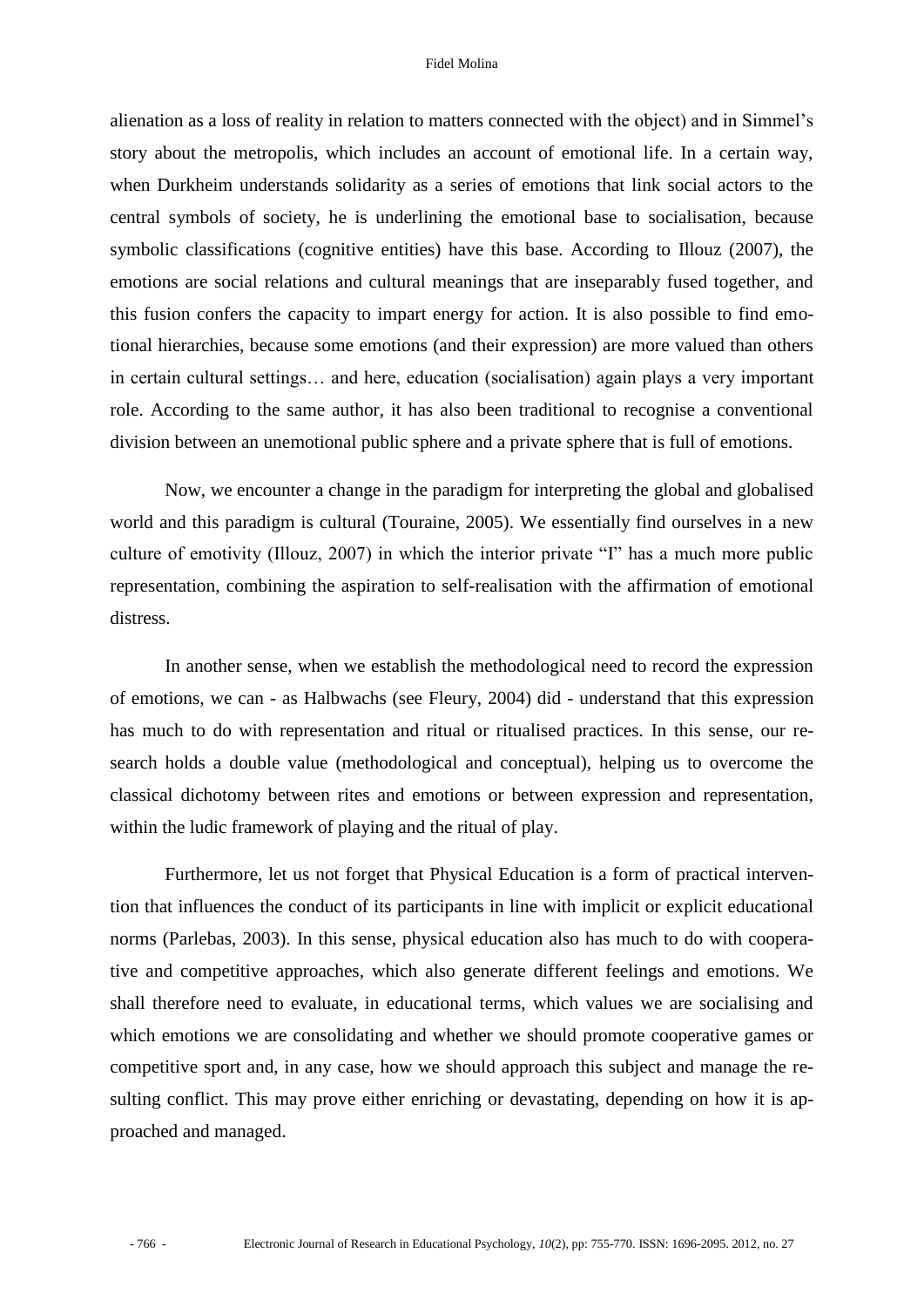alienation as a loss of reality in relation to matters connected with the object) and in Simmel's story about the metropolis, which includes an account of emotional life. In a certain way, when Durkheim understands solidarity as a series of emotions that link social actors to the central symbols of society, he is underlining the emotional base to socialisation, because symbolic classifications (cognitive entities) have this base. According to Illouz (2007), the emotions are social relations and cultural meanings that are inseparably fused together, and this fusion confers the capacity to impart energy for action. It is also possible to find emotional hierarchies, because some emotions (and their expression) are more valued than others in certain cultural settings… and here, education (socialisation) again plays a very important role. According to the same author, it has also been traditional to recognise a conventional division between an unemotional public sphere and a private sphere that is full of emotions.

Now, we encounter a change in the paradigm for interpreting the global and globalised world and this paradigm is cultural (Touraine, 2005). We essentially find ourselves in a new culture of emotivity (Illouz, 2007) in which the interior private "I" has a much more public representation, combining the aspiration to self-realisation with the affirmation of emotional distress.

In another sense, when we establish the methodological need to record the expression of emotions, we can - as Halbwachs (see Fleury, 2004) did - understand that this expression has much to do with representation and ritual or ritualised practices. In this sense, our research holds a double value (methodological and conceptual), helping us to overcome the classical dichotomy between rites and emotions or between expression and representation, within the ludic framework of playing and the ritual of play.

Furthermore, let us not forget that Physical Education is a form of practical intervention that influences the conduct of its participants in line with implicit or explicit educational norms (Parlebas, 2003). In this sense, physical education also has much to do with cooperative and competitive approaches, which also generate different feelings and emotions. We shall therefore need to evaluate, in educational terms, which values we are socialising and which emotions we are consolidating and whether we should promote cooperative games or competitive sport and, in any case, how we should approach this subject and manage the resulting conflict. This may prove either enriching or devastating, depending on how it is approached and managed.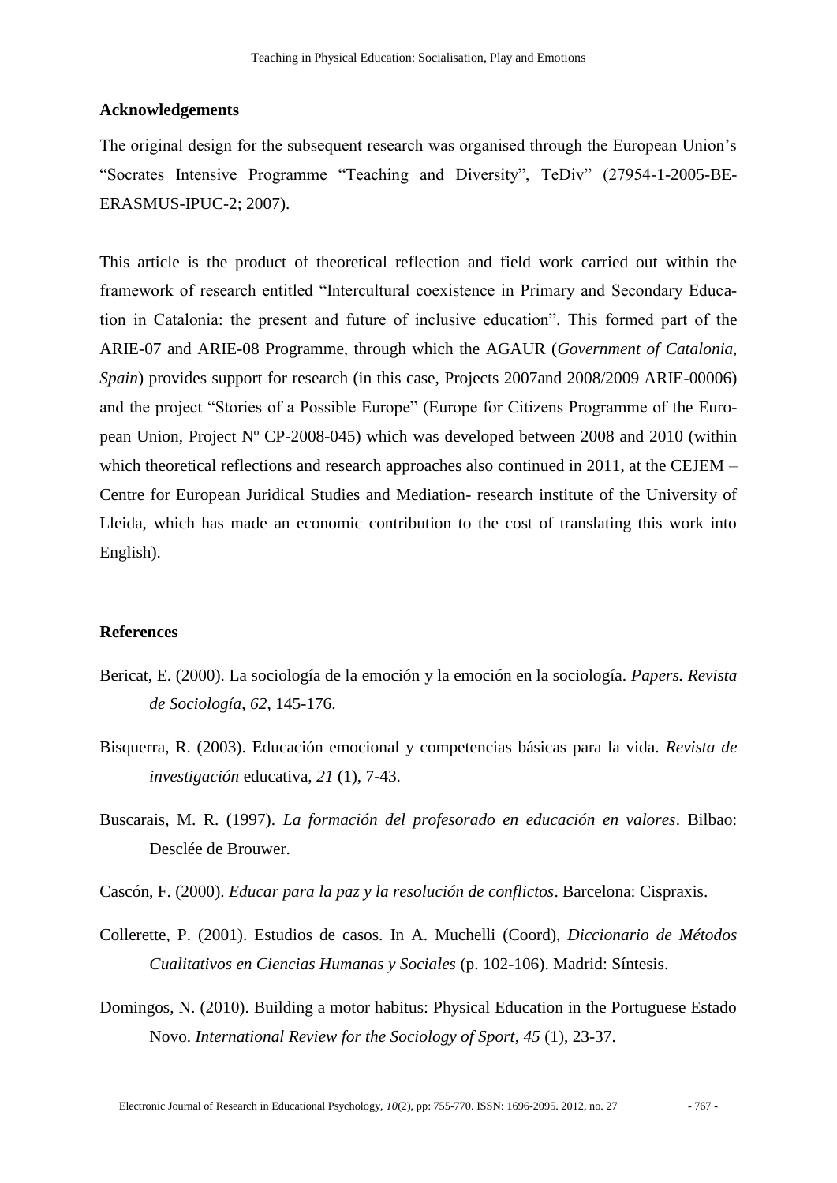## Acknowledgements

The original design for the subsequent research was organised through the European Union's "Socrates Intensive Programme "Teaching and Diversity", TeDiv" (27954-1-2005-BE-ERASMUS-IPUC-2; 2007).

This article is the product of theoretical reflection and field work carried out within the framework of research entitled "Intercultural coexistence in Primary and Secondary Education in Catalonia: the present and future of inclusive education". This formed part of the ARIE-07 and ARIE-08 Programme, through which the AGAUR (*Government of Catalonia, Spain*) provides support for research (in this case, Projects 2007and 2008/2009 ARIE-00006) and the project "Stories of a Possible Europe" (Europe for Citizens Programme of the European Union, Project Nº CP-2008-045) which was developed between 2008 and 2010 (within which theoretical reflections and research approaches also continued in 2011, at the CEJEM – Centre for European Juridical Studies and Mediation- research institute of the University of Lleida, which has made an economic contribution to the cost of translating this work into English).

## References

Bericat, E. (2000). La sociología de la emoción y la emoción en la sociología. *Papers. Revista de Sociología*, *62*, 145-176.

Bisquerra, R. (2003). Educación emocional y competencias básicas para la vida. *Revista de investigación* educativa, *21* (1), 7-43.

Buscarais, M. R. (1997). *La formación del profesorado en educación en valores*. Bilbao: Desclée de Brouwer.

Cascón, F. (2000). *Educar para la paz y la resolución de conflictos*. Barcelona: Cispraxis.

Collerette, P. (2001). Estudios de casos. In A. Muchelli (Coord), *Diccionario de Métodos Cualitativos en Ciencias Humanas y Sociales* (p. 102-106). Madrid: Síntesis.

Domingos, N. (2010). Building a motor habitus: Physical Education in the Portuguese Estado Novo. *International Review for the Sociology of Sport*, *45* (1), 23-37.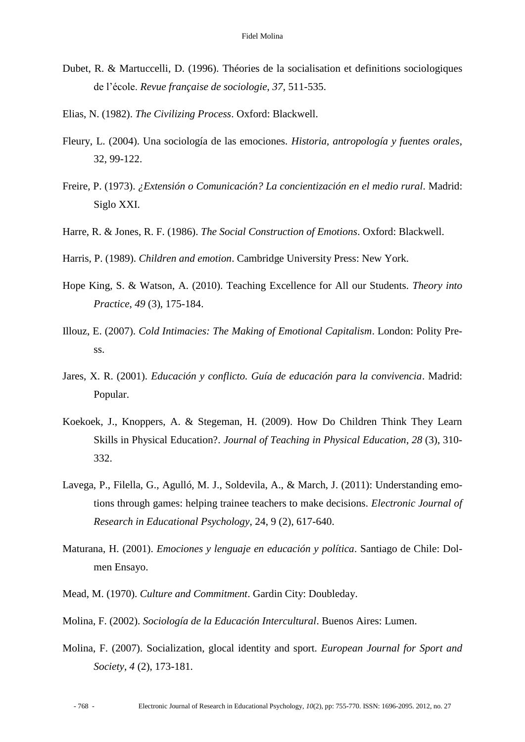Dubet, R. & Martuccelli, D. (1996). Théories de la socialisation et definitions sociologiques de l'école. *Revue française de sociologie, 37*, 511-535.

Elias, N. (1982). *The Civilizing Process*. Oxford: Blackwell.

Fleury, L. (2004). Una sociología de las emociones. *Historia, antropología y fuentes orales*, 32, 99-122.

Freire, P. (1973). *¿Extensión o Comunicación? La concientización en el medio rural*. Madrid: Siglo XXI.

Harre, R. & Jones, R. F. (1986). *The Social Construction of Emotions*. Oxford: Blackwell.

Harris, P. (1989). *Children and emotion*. Cambridge University Press: New York.

Hope King, S. & Watson, A. (2010). Teaching Excellence for All our Students. *Theory into Practice*, *49* (3), 175-184.

Illouz, E. (2007). *Cold Intimacies: The Making of Emotional Capitalism*. London: Polity Press.

Jares, X. R. (2001). *Educación y conflicto. Guía de educación para la convivencia*. Madrid: Popular.

Koekoek, J., Knoppers, A. & Stegeman, H. (2009). How Do Children Think They Learn Skills in Physical Education?. *Journal of Teaching in Physical Education*, *28* (3), 310-332.

Lavega, P., Filella, G., Agulló, M. J., Soldevila, A., & March, J. (2011): Understanding emotions through games: helping trainee teachers to make decisions. *Electronic Journal of Research in Educational Psychology*, 24, 9 (2), 617-640.

Maturana, H. (2001). *Emociones y lenguaje en educación y política*. Santiago de Chile: Dolmen Ensayo.

Mead, M. (1970). *Culture and Commitment*. Gardin City: Doubleday.

Molina, F. (2002). *Sociología de la Educación Intercultural*. Buenos Aires: Lumen.

Molina, F. (2007). Socialization, glocal identity and sport. *European Journal for Sport and Society*, *4* (2), 173-181.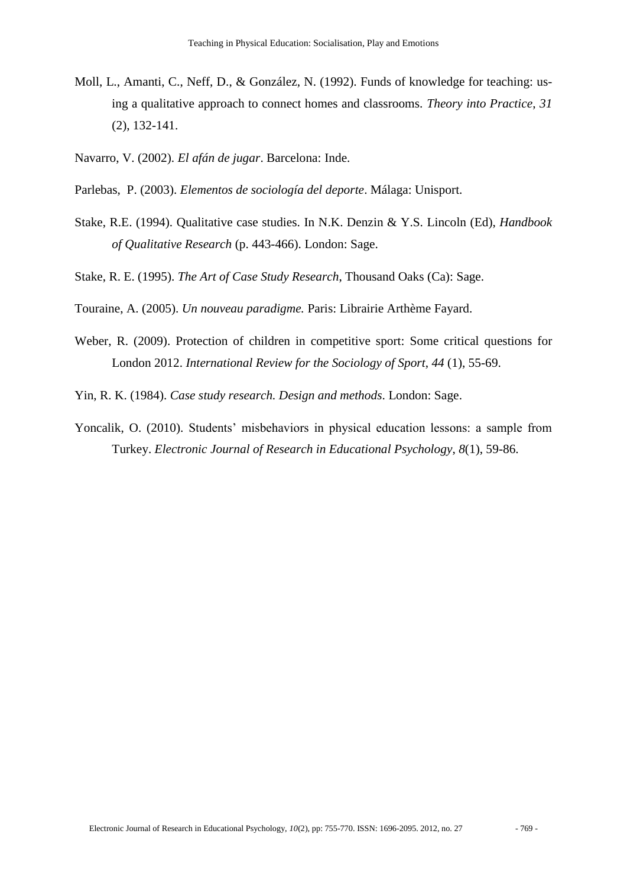Moll, L., Amanti, C., Neff, D., & González, N. (1992). Funds of knowledge for teaching: using a qualitative approach to connect homes and classrooms. *Theory into Practice*, *31* (2), 132-141.

Navarro, V. (2002). *El afán de jugar*. Barcelona: Inde.

Parlebas, P. (2003). *Elementos de sociología del deporte*. Málaga: Unisport.

Stake, R.E. (1994). Qualitative case studies. In N.K. Denzin & Y.S. Lincoln (Ed), *Handbook of Qualitative Research* (p. 443-466). London: Sage.

Stake, R. E. (1995). *The Art of Case Study Research*, Thousand Oaks (Ca): Sage.

Touraine, A. (2005). *Un nouveau paradigme.* Paris: Librairie Arthème Fayard.

Weber, R. (2009). Protection of children in competitive sport: Some critical questions for London 2012. *International Review for the Sociology of Sport*, *44* (1), 55-69.

Yin, R. K. (1984). *Case study research. Design and methods*. London: Sage.

Yoncalik, O. (2010). Students' misbehaviors in physical education lessons: a sample from Turkey. *Electronic Journal of Research in Educational Psychology*, *8*(1), 59-86.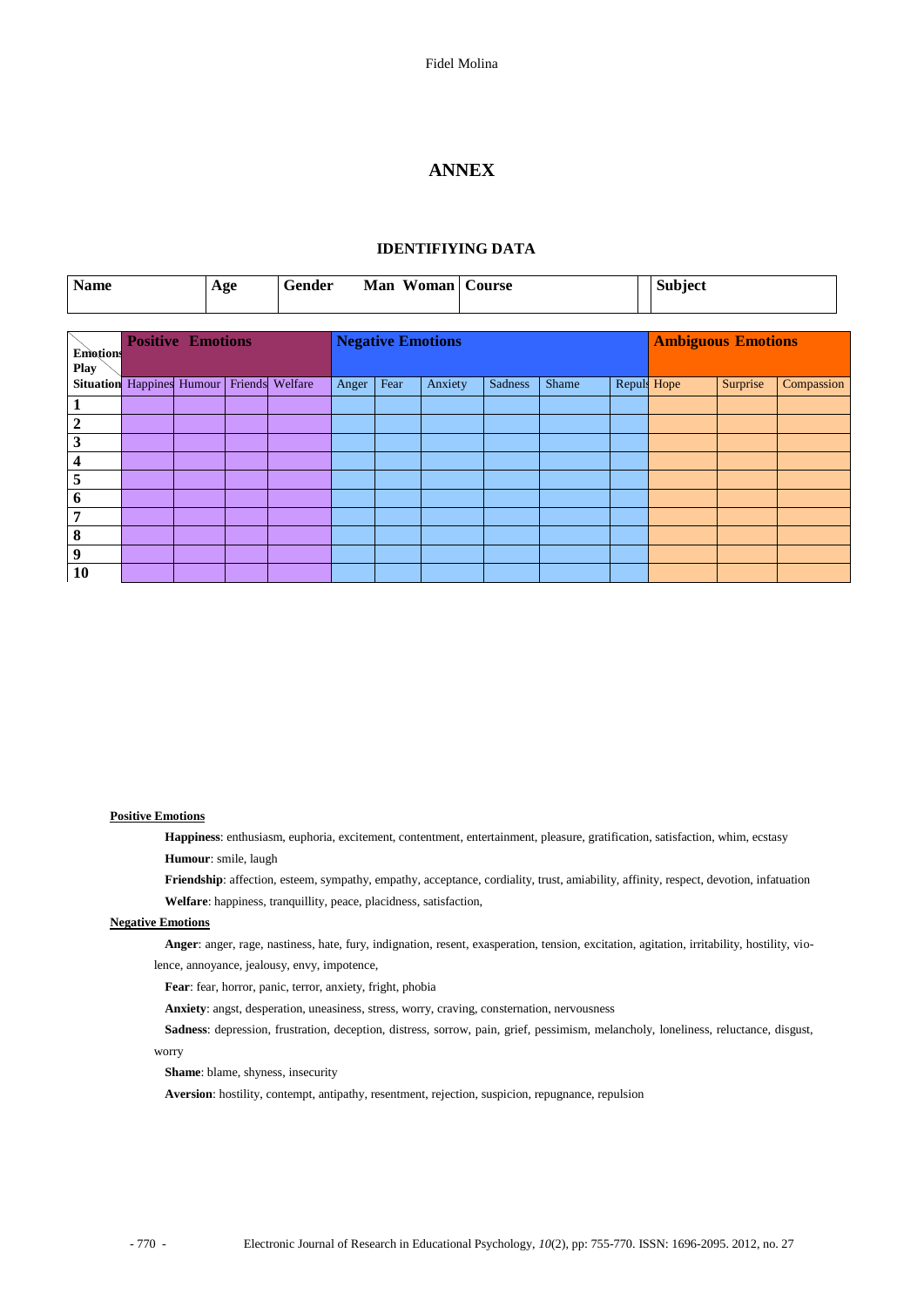# ANNEX

### IDENTIFIYING DATA

| Name | Age | Gender Man Woman | Course | | Subject |
|---|---|---|---|---|---|
| | | | | | |

| Emotions / Play Situation | Positive Emotions | | | | Negative Emotions | | | | | | Ambiguous Emotions | | |
|---|---|---|---|---|---|---|---|---|---|---|---|---|---|
| | Happines | Humour | Friends | Welfare | Anger | Fear | Anxiety | Sadness | Shame | Repuls | Hope | Surprise | Compassion |
| **1** | | | | | | | | | | | | | |
| **2** | | | | | | | | | | | | | |
| **3** | | | | | | | | | | | | | |
| **4** | | | | | | | | | | | | | |
| **5** | | | | | | | | | | | | | |
| **6** | | | | | | | | | | | | | |
| **7** | | | | | | | | | | | | | |
| **8** | | | | | | | | | | | | | |
| **9** | | | | | | | | | | | | | |
| **10** | | | | | | | | | | | | | |

**Positive Emotions**

**Happiness**: enthusiasm, euphoria, excitement, contentment, entertainment, pleasure, gratification, satisfaction, whim, ecstasy

**Humour**: smile, laugh

**Friendship**: affection, esteem, sympathy, empathy, acceptance, cordiality, trust, amiability, affinity, respect, devotion, infatuation

**Welfare**: happiness, tranquillity, peace, placidness, satisfaction,

**Negative Emotions**

**Anger**: anger, rage, nastiness, hate, fury, indignation, resent, exasperation, tension, excitation, agitation, irritability, hostility, violence, annoyance, jealousy, envy, impotence,

**Fear**: fear, horror, panic, terror, anxiety, fright, phobia

**Anxiety**: angst, desperation, uneasiness, stress, worry, craving, consternation, nervousness

**Sadness**: depression, frustration, deception, distress, sorrow, pain, grief, pessimism, melancholy, loneliness, reluctance, disgust, worry

**Shame**: blame, shyness, insecurity

**Aversion**: hostility, contempt, antipathy, resentment, rejection, suspicion, repugnance, repulsion